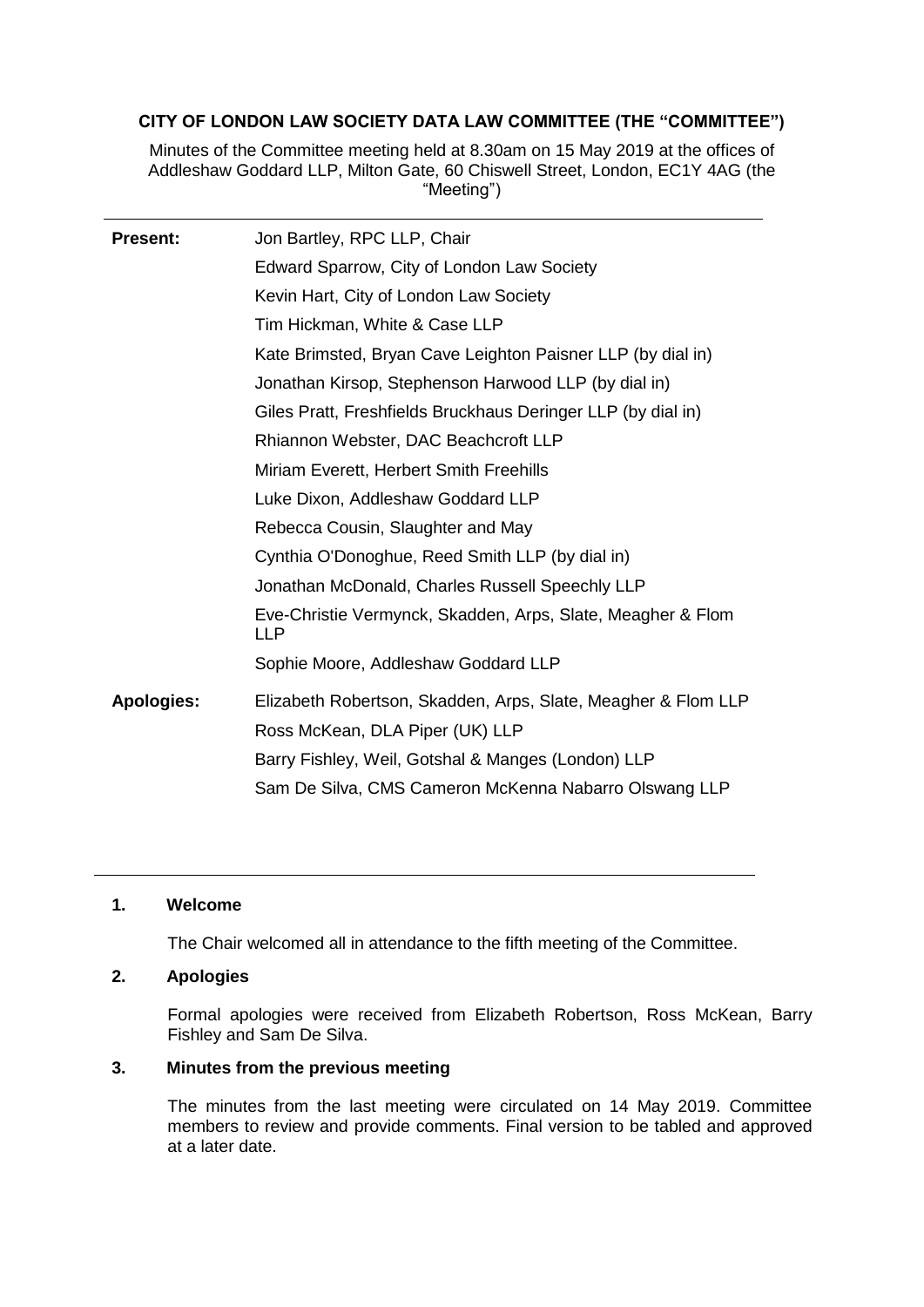# CITY OF LONDON LAW SOCIETY DATA LAW COMMITTEE (THE "COMMITTEE")

Minutes of the Committee meeting held at 8.30am on 15 May 2019 at the offices of Addleshaw Goddard LLP, Milton Gate, 60 Chiswell Street, London, EC1Y 4AG (the "Meeting")

| | |
|---|---|
| **Present:** | Jon Bartley, RPC LLP, Chair |
| | Edward Sparrow, City of London Law Society |
| | Kevin Hart, City of London Law Society |
| | Tim Hickman, White & Case LLP |
| | Kate Brimsted, Bryan Cave Leighton Paisner LLP (by dial in) |
| | Jonathan Kirsop, Stephenson Harwood LLP (by dial in) |
| | Giles Pratt, Freshfields Bruckhaus Deringer LLP (by dial in) |
| | Rhiannon Webster, DAC Beachcroft LLP |
| | Miriam Everett, Herbert Smith Freehills |
| | Luke Dixon, Addleshaw Goddard LLP |
| | Rebecca Cousin, Slaughter and May |
| | Cynthia O'Donoghue, Reed Smith LLP (by dial in) |
| | Jonathan McDonald, Charles Russell Speechly LLP |
| | Eve-Christie Vermynck, Skadden, Arps, Slate, Meagher & Flom LLP |
| | Sophie Moore, Addleshaw Goddard LLP |
| **Apologies:** | Elizabeth Robertson, Skadden, Arps, Slate, Meagher & Flom LLP |
| | Ross McKean, DLA Piper (UK) LLP |
| | Barry Fishley, Weil, Gotshal & Manges (London) LLP |
| | Sam De Silva, CMS Cameron McKenna Nabarro Olswang LLP |

## 1. Welcome

The Chair welcomed all in attendance to the fifth meeting of the Committee.

## 2. Apologies

Formal apologies were received from Elizabeth Robertson, Ross McKean, Barry Fishley and Sam De Silva.

## 3. Minutes from the previous meeting

The minutes from the last meeting were circulated on 14 May 2019. Committee members to review and provide comments. Final version to be tabled and approved at a later date.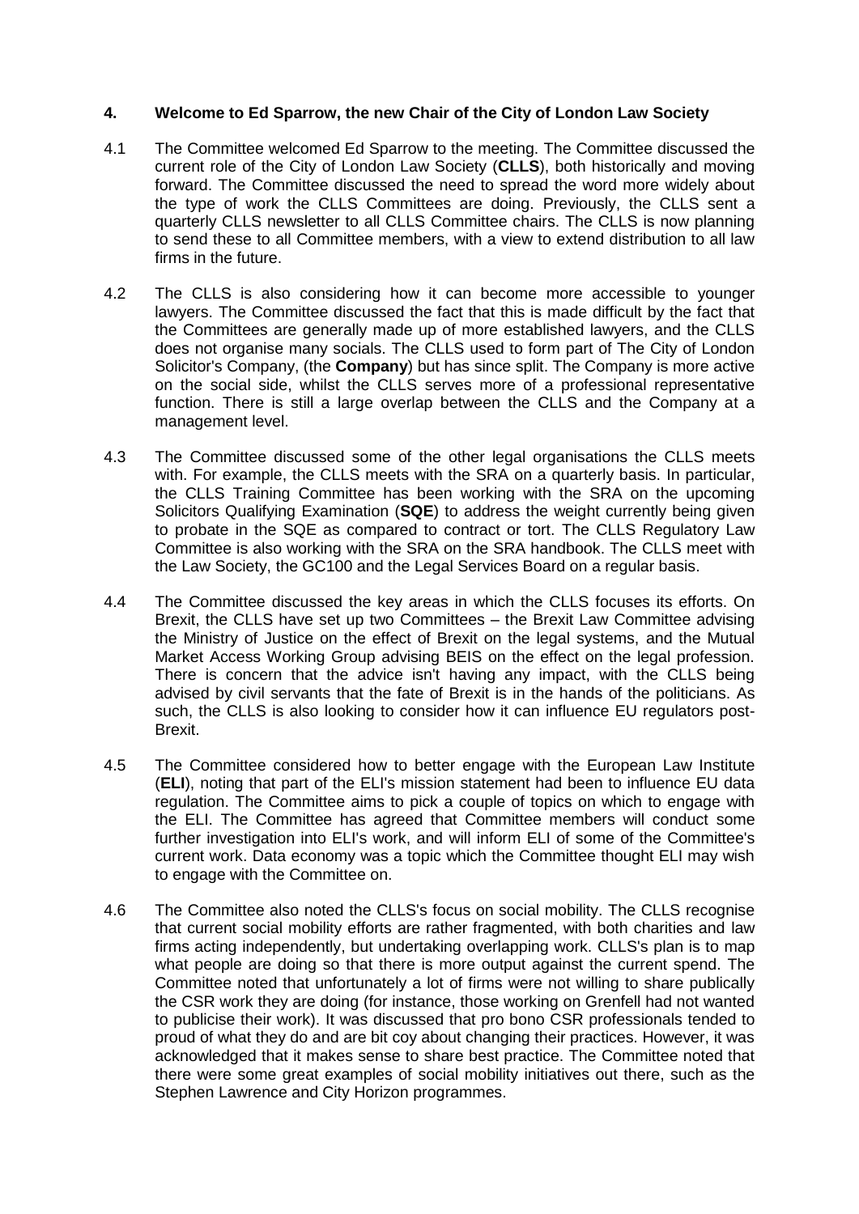## 4. Welcome to Ed Sparrow, the new Chair of the City of London Law Society

4.1 The Committee welcomed Ed Sparrow to the meeting. The Committee discussed the current role of the City of London Law Society (**CLLS**), both historically and moving forward. The Committee discussed the need to spread the word more widely about the type of work the CLLS Committees are doing. Previously, the CLLS sent a quarterly CLLS newsletter to all CLLS Committee chairs. The CLLS is now planning to send these to all Committee members, with a view to extend distribution to all law firms in the future.

4.2 The CLLS is also considering how it can become more accessible to younger lawyers. The Committee discussed the fact that this is made difficult by the fact that the Committees are generally made up of more established lawyers, and the CLLS does not organise many socials. The CLLS used to form part of The City of London Solicitor's Company, (the **Company**) but has since split. The Company is more active on the social side, whilst the CLLS serves more of a professional representative function. There is still a large overlap between the CLLS and the Company at a management level.

4.3 The Committee discussed some of the other legal organisations the CLLS meets with. For example, the CLLS meets with the SRA on a quarterly basis. In particular, the CLLS Training Committee has been working with the SRA on the upcoming Solicitors Qualifying Examination (**SQE**) to address the weight currently being given to probate in the SQE as compared to contract or tort. The CLLS Regulatory Law Committee is also working with the SRA on the SRA handbook. The CLLS meet with the Law Society, the GC100 and the Legal Services Board on a regular basis.

4.4 The Committee discussed the key areas in which the CLLS focuses its efforts. On Brexit, the CLLS have set up two Committees – the Brexit Law Committee advising the Ministry of Justice on the effect of Brexit on the legal systems, and the Mutual Market Access Working Group advising BEIS on the effect on the legal profession. There is concern that the advice isn't having any impact, with the CLLS being advised by civil servants that the fate of Brexit is in the hands of the politicians. As such, the CLLS is also looking to consider how it can influence EU regulators post-Brexit.

4.5 The Committee considered how to better engage with the European Law Institute (**ELI**), noting that part of the ELI's mission statement had been to influence EU data regulation. The Committee aims to pick a couple of topics on which to engage with the ELI. The Committee has agreed that Committee members will conduct some further investigation into ELI's work, and will inform ELI of some of the Committee's current work. Data economy was a topic which the Committee thought ELI may wish to engage with the Committee on.

4.6 The Committee also noted the CLLS's focus on social mobility. The CLLS recognise that current social mobility efforts are rather fragmented, with both charities and law firms acting independently, but undertaking overlapping work. CLLS's plan is to map what people are doing so that there is more output against the current spend. The Committee noted that unfortunately a lot of firms were not willing to share publically the CSR work they are doing (for instance, those working on Grenfell had not wanted to publicise their work). It was discussed that pro bono CSR professionals tended to proud of what they do and are bit coy about changing their practices. However, it was acknowledged that it makes sense to share best practice. The Committee noted that there were some great examples of social mobility initiatives out there, such as the Stephen Lawrence and City Horizon programmes.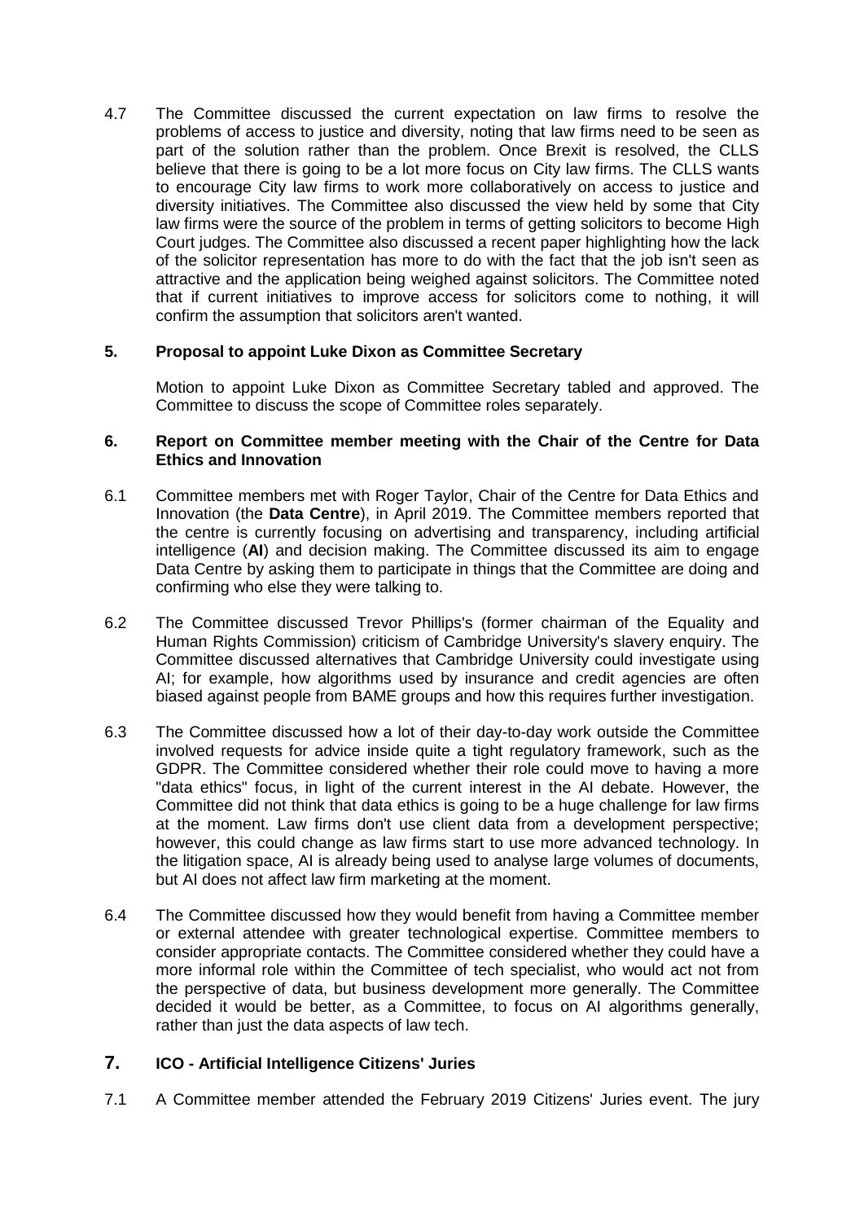4.7 The Committee discussed the current expectation on law firms to resolve the problems of access to justice and diversity, noting that law firms need to be seen as part of the solution rather than the problem. Once Brexit is resolved, the CLLS believe that there is going to be a lot more focus on City law firms. The CLLS wants to encourage City law firms to work more collaboratively on access to justice and diversity initiatives. The Committee also discussed the view held by some that City law firms were the source of the problem in terms of getting solicitors to become High Court judges. The Committee also discussed a recent paper highlighting how the lack of the solicitor representation has more to do with the fact that the job isn't seen as attractive and the application being weighed against solicitors. The Committee noted that if current initiatives to improve access for solicitors come to nothing, it will confirm the assumption that solicitors aren't wanted.

## 5. Proposal to appoint Luke Dixon as Committee Secretary

Motion to appoint Luke Dixon as Committee Secretary tabled and approved. The Committee to discuss the scope of Committee roles separately.

## 6. Report on Committee member meeting with the Chair of the Centre for Data Ethics and Innovation

6.1 Committee members met with Roger Taylor, Chair of the Centre for Data Ethics and Innovation (the **Data Centre**), in April 2019. The Committee members reported that the centre is currently focusing on advertising and transparency, including artificial intelligence (**AI**) and decision making. The Committee discussed its aim to engage Data Centre by asking them to participate in things that the Committee are doing and confirming who else they were talking to.

6.2 The Committee discussed Trevor Phillips's (former chairman of the Equality and Human Rights Commission) criticism of Cambridge University's slavery enquiry. The Committee discussed alternatives that Cambridge University could investigate using AI; for example, how algorithms used by insurance and credit agencies are often biased against people from BAME groups and how this requires further investigation.

6.3 The Committee discussed how a lot of their day-to-day work outside the Committee involved requests for advice inside quite a tight regulatory framework, such as the GDPR. The Committee considered whether their role could move to having a more "data ethics" focus, in light of the current interest in the AI debate. However, the Committee did not think that data ethics is going to be a huge challenge for law firms at the moment. Law firms don't use client data from a development perspective; however, this could change as law firms start to use more advanced technology. In the litigation space, AI is already being used to analyse large volumes of documents, but AI does not affect law firm marketing at the moment.

6.4 The Committee discussed how they would benefit from having a Committee member or external attendee with greater technological expertise. Committee members to consider appropriate contacts. The Committee considered whether they could have a more informal role within the Committee of tech specialist, who would act not from the perspective of data, but business development more generally. The Committee decided it would be better, as a Committee, to focus on AI algorithms generally, rather than just the data aspects of law tech.

## 7. ICO - Artificial Intelligence Citizens' Juries

7.1 A Committee member attended the February 2019 Citizens' Juries event. The jury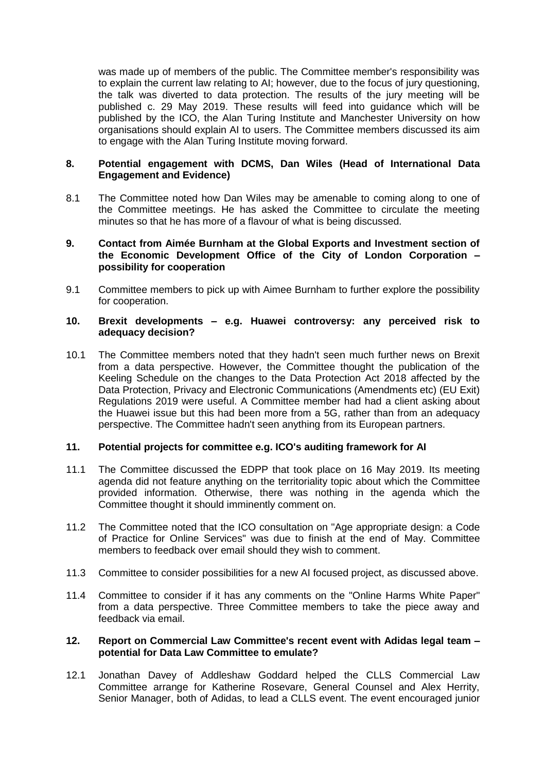was made up of members of the public. The Committee member's responsibility was to explain the current law relating to AI; however, due to the focus of jury questioning, the talk was diverted to data protection. The results of the jury meeting will be published c. 29 May 2019. These results will feed into guidance which will be published by the ICO, the Alan Turing Institute and Manchester University on how organisations should explain AI to users. The Committee members discussed its aim to engage with the Alan Turing Institute moving forward.

**8. Potential engagement with DCMS, Dan Wiles (Head of International Data Engagement and Evidence)**

8.1 The Committee noted how Dan Wiles may be amenable to coming along to one of the Committee meetings. He has asked the Committee to circulate the meeting minutes so that he has more of a flavour of what is being discussed.

**9. Contact from Aimée Burnham at the Global Exports and Investment section of the Economic Development Office of the City of London Corporation – possibility for cooperation**

9.1 Committee members to pick up with Aimee Burnham to further explore the possibility for cooperation.

**10. Brexit developments – e.g. Huawei controversy: any perceived risk to adequacy decision?**

10.1 The Committee members noted that they hadn't seen much further news on Brexit from a data perspective. However, the Committee thought the publication of the Keeling Schedule on the changes to the Data Protection Act 2018 affected by the Data Protection, Privacy and Electronic Communications (Amendments etc) (EU Exit) Regulations 2019 were useful. A Committee member had had a client asking about the Huawei issue but this had been more from a 5G, rather than from an adequacy perspective. The Committee hadn't seen anything from its European partners.

**11. Potential projects for committee e.g. ICO's auditing framework for AI**

11.1 The Committee discussed the EDPP that took place on 16 May 2019. Its meeting agenda did not feature anything on the territoriality topic about which the Committee provided information. Otherwise, there was nothing in the agenda which the Committee thought it should imminently comment on.

11.2 The Committee noted that the ICO consultation on "Age appropriate design: a Code of Practice for Online Services" was due to finish at the end of May. Committee members to feedback over email should they wish to comment.

11.3 Committee to consider possibilities for a new AI focused project, as discussed above.

11.4 Committee to consider if it has any comments on the "Online Harms White Paper" from a data perspective. Three Committee members to take the piece away and feedback via email.

**12. Report on Commercial Law Committee's recent event with Adidas legal team – potential for Data Law Committee to emulate?**

12.1 Jonathan Davey of Addleshaw Goddard helped the CLLS Commercial Law Committee arrange for Katherine Rosevare, General Counsel and Alex Herrity, Senior Manager, both of Adidas, to lead a CLLS event. The event encouraged junior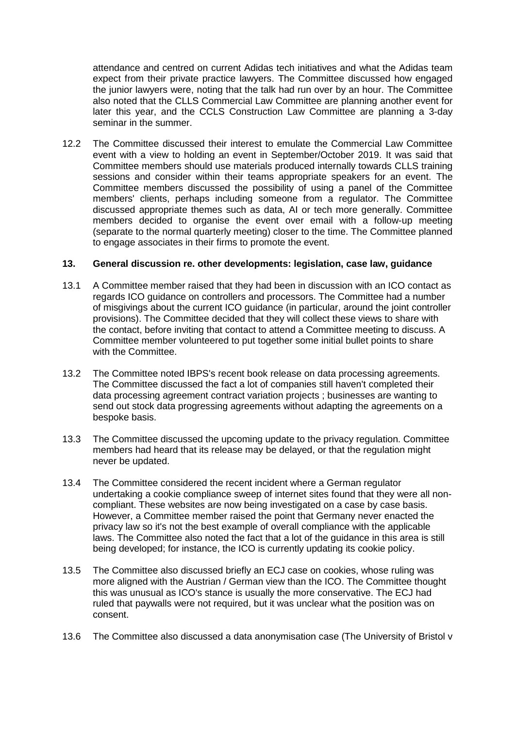attendance and centred on current Adidas tech initiatives and what the Adidas team expect from their private practice lawyers. The Committee discussed how engaged the junior lawyers were, noting that the talk had run over by an hour. The Committee also noted that the CLLS Commercial Law Committee are planning another event for later this year, and the CCLS Construction Law Committee are planning a 3-day seminar in the summer.

12.2 The Committee discussed their interest to emulate the Commercial Law Committee event with a view to holding an event in September/October 2019. It was said that Committee members should use materials produced internally towards CLLS training sessions and consider within their teams appropriate speakers for an event. The Committee members discussed the possibility of using a panel of the Committee members' clients, perhaps including someone from a regulator. The Committee discussed appropriate themes such as data, AI or tech more generally. Committee members decided to organise the event over email with a follow-up meeting (separate to the normal quarterly meeting) closer to the time. The Committee planned to engage associates in their firms to promote the event.

## 13. General discussion re. other developments: legislation, case law, guidance

13.1 A Committee member raised that they had been in discussion with an ICO contact as regards ICO guidance on controllers and processors. The Committee had a number of misgivings about the current ICO guidance (in particular, around the joint controller provisions). The Committee decided that they will collect these views to share with the contact, before inviting that contact to attend a Committee meeting to discuss. A Committee member volunteered to put together some initial bullet points to share with the Committee.

13.2 The Committee noted IBPS's recent book release on data processing agreements. The Committee discussed the fact a lot of companies still haven't completed their data processing agreement contract variation projects ; businesses are wanting to send out stock data progressing agreements without adapting the agreements on a bespoke basis.

13.3 The Committee discussed the upcoming update to the privacy regulation. Committee members had heard that its release may be delayed, or that the regulation might never be updated.

13.4 The Committee considered the recent incident where a German regulator undertaking a cookie compliance sweep of internet sites found that they were all non-compliant. These websites are now being investigated on a case by case basis. However, a Committee member raised the point that Germany never enacted the privacy law so it's not the best example of overall compliance with the applicable laws. The Committee also noted the fact that a lot of the guidance in this area is still being developed; for instance, the ICO is currently updating its cookie policy.

13.5 The Committee also discussed briefly an ECJ case on cookies, whose ruling was more aligned with the Austrian / German view than the ICO. The Committee thought this was unusual as ICO's stance is usually the more conservative. The ECJ had ruled that paywalls were not required, but it was unclear what the position was on consent.

13.6 The Committee also discussed a data anonymisation case (The University of Bristol v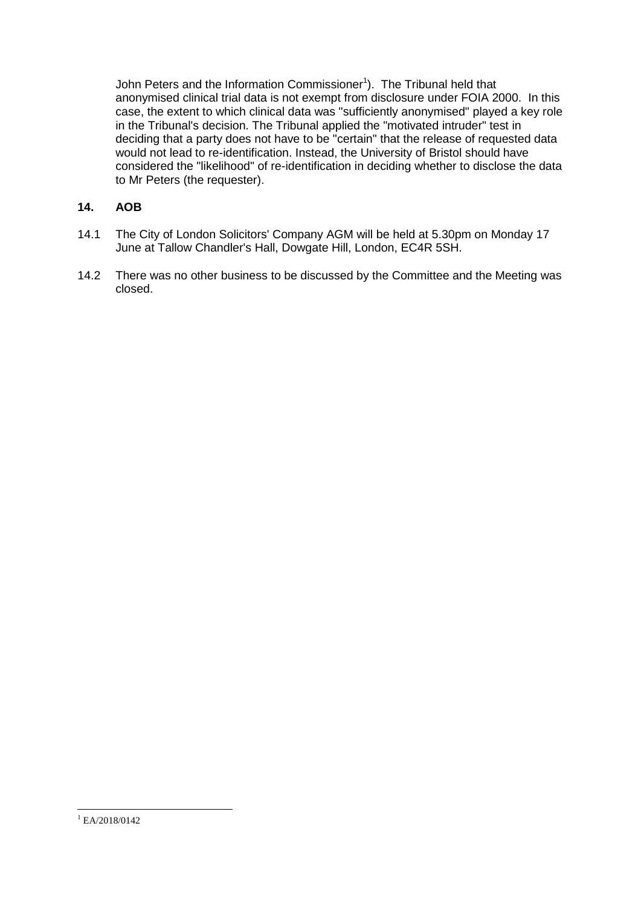John Peters and the Information Commissioner[1]). The Tribunal held that anonymised clinical trial data is not exempt from disclosure under FOIA 2000. In this case, the extent to which clinical data was "sufficiently anonymised" played a key role in the Tribunal's decision. The Tribunal applied the "motivated intruder" test in deciding that a party does not have to be "certain" that the release of requested data would not lead to re-identification. Instead, the University of Bristol should have considered the "likelihood" of re-identification in deciding whether to disclose the data to Mr Peters (the requester).

## 14. AOB

14.1 The City of London Solicitors' Company AGM will be held at 5.30pm on Monday 17 June at Tallow Chandler's Hall, Dowgate Hill, London, EC4R 5SH.

14.2 There was no other business to be discussed by the Committee and the Meeting was closed.

[1] EA/2018/0142